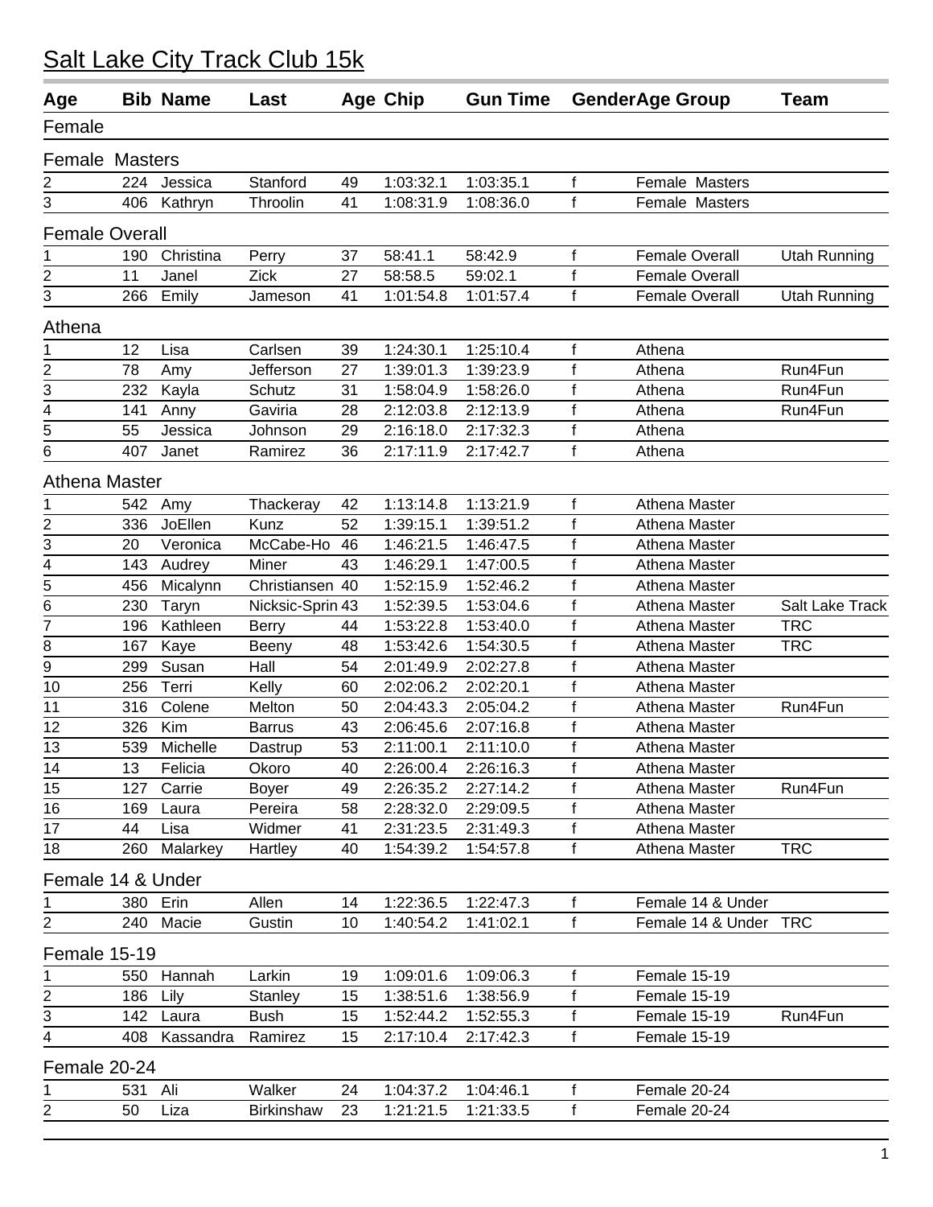# Salt Lake City Track Club 15k

| Age | Bib | Name | Last | Age | Chip | Gun Time | Gender | Age Group | Team |
|---|---|---|---|---|---|---|---|---|---|
| **Female** | | | | | | | | | |
| **Female Masters** | | | | | | | | | |
| 2 | 224 | Jessica | Stanford | 49 | 1:03:32.1 | 1:03:35.1 | f | Female Masters | |
| 3 | 406 | Kathryn | Throolin | 41 | 1:08:31.9 | 1:08:36.0 | f | Female Masters | |
| **Female Overall** | | | | | | | | | |
| 1 | 190 | Christina | Perry | 37 | 58:41.1 | 58:42.9 | f | Female Overall | Utah Running |
| 2 | 11 | Janel | Zick | 27 | 58:58.5 | 59:02.1 | f | Female Overall | |
| 3 | 266 | Emily | Jameson | 41 | 1:01:54.8 | 1:01:57.4 | f | Female Overall | Utah Running |
| **Athena** | | | | | | | | | |
| 1 | 12 | Lisa | Carlsen | 39 | 1:24:30.1 | 1:25:10.4 | f | Athena | |
| 2 | 78 | Amy | Jefferson | 27 | 1:39:01.3 | 1:39:23.9 | f | Athena | Run4Fun |
| 3 | 232 | Kayla | Schutz | 31 | 1:58:04.9 | 1:58:26.0 | f | Athena | Run4Fun |
| 4 | 141 | Anny | Gaviria | 28 | 2:12:03.8 | 2:12:13.9 | f | Athena | Run4Fun |
| 5 | 55 | Jessica | Johnson | 29 | 2:16:18.0 | 2:17:32.3 | f | Athena | |
| 6 | 407 | Janet | Ramirez | 36 | 2:17:11.9 | 2:17:42.7 | f | Athena | |
| **Athena Master** | | | | | | | | | |
| 1 | 542 | Amy | Thackeray | 42 | 1:13:14.8 | 1:13:21.9 | f | Athena Master | |
| 2 | 336 | JoEllen | Kunz | 52 | 1:39:15.1 | 1:39:51.2 | f | Athena Master | |
| 3 | 20 | Veronica | McCabe-Ho | 46 | 1:46:21.5 | 1:46:47.5 | f | Athena Master | |
| 4 | 143 | Audrey | Miner | 43 | 1:46:29.1 | 1:47:00.5 | f | Athena Master | |
| 5 | 456 | Micalynn | Christiansen | 40 | 1:52:15.9 | 1:52:46.2 | f | Athena Master | |
| 6 | 230 | Taryn | Nicksic-Sprin | 43 | 1:52:39.5 | 1:53:04.6 | f | Athena Master | Salt Lake Track |
| 7 | 196 | Kathleen | Berry | 44 | 1:53:22.8 | 1:53:40.0 | f | Athena Master | TRC |
| 8 | 167 | Kaye | Beeny | 48 | 1:53:42.6 | 1:54:30.5 | f | Athena Master | TRC |
| 9 | 299 | Susan | Hall | 54 | 2:01:49.9 | 2:02:27.8 | f | Athena Master | |
| 10 | 256 | Terri | Kelly | 60 | 2:02:06.2 | 2:02:20.1 | f | Athena Master | |
| 11 | 316 | Colene | Melton | 50 | 2:04:43.3 | 2:05:04.2 | f | Athena Master | Run4Fun |
| 12 | 326 | Kim | Barrus | 43 | 2:06:45.6 | 2:07:16.8 | f | Athena Master | |
| 13 | 539 | Michelle | Dastrup | 53 | 2:11:00.1 | 2:11:10.0 | f | Athena Master | |
| 14 | 13 | Felicia | Okoro | 40 | 2:26:00.4 | 2:26:16.3 | f | Athena Master | |
| 15 | 127 | Carrie | Boyer | 49 | 2:26:35.2 | 2:27:14.2 | f | Athena Master | Run4Fun |
| 16 | 169 | Laura | Pereira | 58 | 2:28:32.0 | 2:29:09.5 | f | Athena Master | |
| 17 | 44 | Lisa | Widmer | 41 | 2:31:23.5 | 2:31:49.3 | f | Athena Master | |
| 18 | 260 | Malarkey | Hartley | 40 | 1:54:39.2 | 1:54:57.8 | f | Athena Master | TRC |
| **Female 14 & Under** | | | | | | | | | |
| 1 | 380 | Erin | Allen | 14 | 1:22:36.5 | 1:22:47.3 | f | Female 14 & Under | |
| 2 | 240 | Macie | Gustin | 10 | 1:40:54.2 | 1:41:02.1 | f | Female 14 & Under | TRC |
| **Female 15-19** | | | | | | | | | |
| 1 | 550 | Hannah | Larkin | 19 | 1:09:01.6 | 1:09:06.3 | f | Female 15-19 | |
| 2 | 186 | Lily | Stanley | 15 | 1:38:51.6 | 1:38:56.9 | f | Female 15-19 | |
| 3 | 142 | Laura | Bush | 15 | 1:52:44.2 | 1:52:55.3 | f | Female 15-19 | Run4Fun |
| 4 | 408 | Kassandra | Ramirez | 15 | 2:17:10.4 | 2:17:42.3 | f | Female 15-19 | |
| **Female 20-24** | | | | | | | | | |
| 1 | 531 | Ali | Walker | 24 | 1:04:37.2 | 1:04:46.1 | f | Female 20-24 | |
| 2 | 50 | Liza | Birkinshaw | 23 | 1:21:21.5 | 1:21:33.5 | f | Female 20-24 | |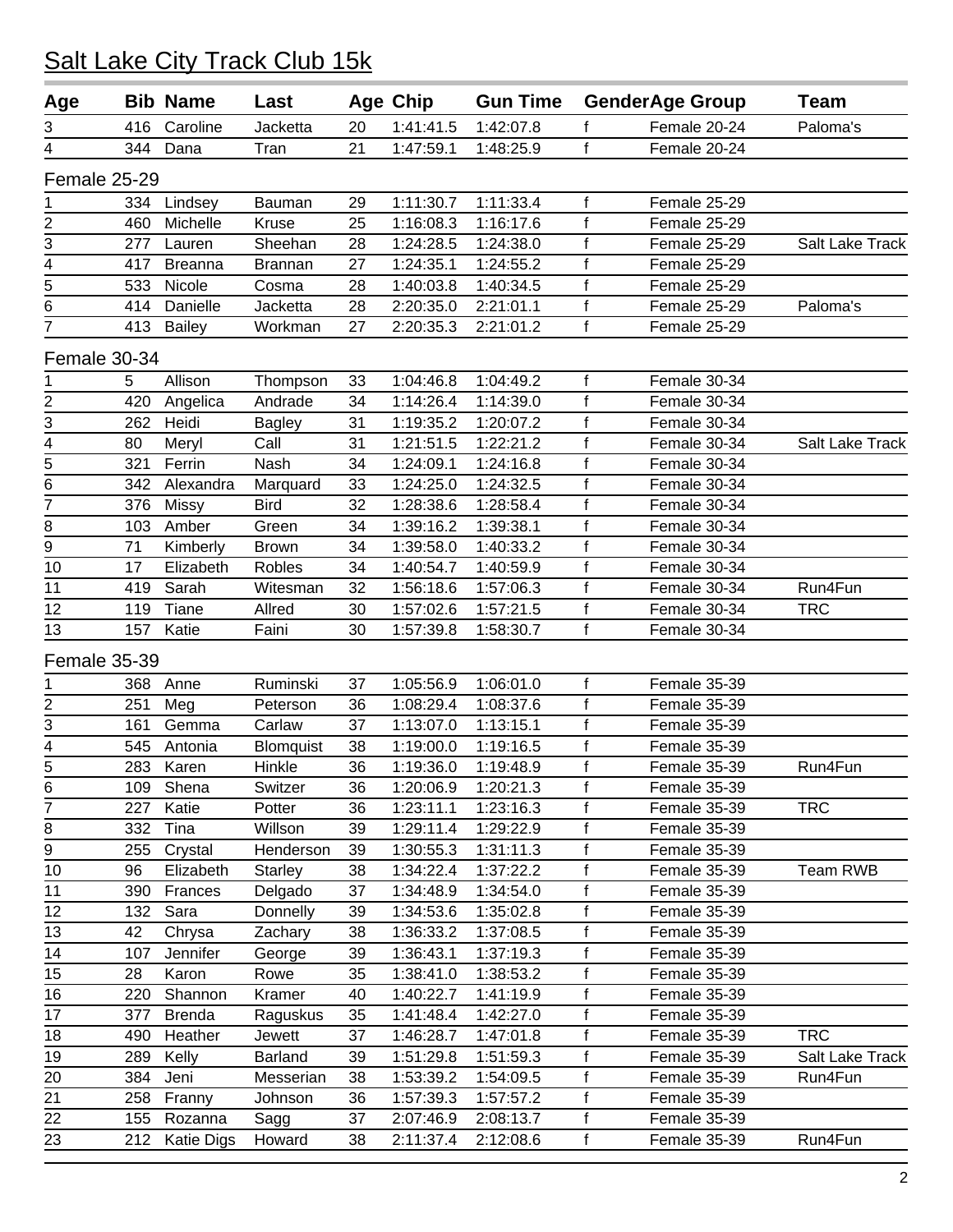# Salt Lake City Track Club 15k

| Age | Bib | Name | Last | Age | Chip | Gun Time | Gender | Age Group | Team |
|---|---|---|---|---|---|---|---|---|---|
| 3 | 416 | Caroline | Jacketta | 20 | 1:41:41.5 | 1:42:07.8 | f | Female 20-24 | Paloma's |
| 4 | 344 | Dana | Tran | 21 | 1:47:59.1 | 1:48:25.9 | f | Female 20-24 | |
| **Female 25-29** | | | | | | | | | |
| 1 | 334 | Lindsey | Bauman | 29 | 1:11:30.7 | 1:11:33.4 | f | Female 25-29 | |
| 2 | 460 | Michelle | Kruse | 25 | 1:16:08.3 | 1:16:17.6 | f | Female 25-29 | |
| 3 | 277 | Lauren | Sheehan | 28 | 1:24:28.5 | 1:24:38.0 | f | Female 25-29 | Salt Lake Track |
| 4 | 417 | Breanna | Brannan | 27 | 1:24:35.1 | 1:24:55.2 | f | Female 25-29 | |
| 5 | 533 | Nicole | Cosma | 28 | 1:40:03.8 | 1:40:34.5 | f | Female 25-29 | |
| 6 | 414 | Danielle | Jacketta | 28 | 2:20:35.0 | 2:21:01.1 | f | Female 25-29 | Paloma's |
| 7 | 413 | Bailey | Workman | 27 | 2:20:35.3 | 2:21:01.2 | f | Female 25-29 | |
| **Female 30-34** | | | | | | | | | |
| 1 | 5 | Allison | Thompson | 33 | 1:04:46.8 | 1:04:49.2 | f | Female 30-34 | |
| 2 | 420 | Angelica | Andrade | 34 | 1:14:26.4 | 1:14:39.0 | f | Female 30-34 | |
| 3 | 262 | Heidi | Bagley | 31 | 1:19:35.2 | 1:20:07.2 | f | Female 30-34 | |
| 4 | 80 | Meryl | Call | 31 | 1:21:51.5 | 1:22:21.2 | f | Female 30-34 | Salt Lake Track |
| 5 | 321 | Ferrin | Nash | 34 | 1:24:09.1 | 1:24:16.8 | f | Female 30-34 | |
| 6 | 342 | Alexandra | Marquard | 33 | 1:24:25.0 | 1:24:32.5 | f | Female 30-34 | |
| 7 | 376 | Missy | Bird | 32 | 1:28:38.6 | 1:28:58.4 | f | Female 30-34 | |
| 8 | 103 | Amber | Green | 34 | 1:39:16.2 | 1:39:38.1 | f | Female 30-34 | |
| 9 | 71 | Kimberly | Brown | 34 | 1:39:58.0 | 1:40:33.2 | f | Female 30-34 | |
| 10 | 17 | Elizabeth | Robles | 34 | 1:40:54.7 | 1:40:59.9 | f | Female 30-34 | |
| 11 | 419 | Sarah | Witesman | 32 | 1:56:18.6 | 1:57:06.3 | f | Female 30-34 | Run4Fun |
| 12 | 119 | Tiane | Allred | 30 | 1:57:02.6 | 1:57:21.5 | f | Female 30-34 | TRC |
| 13 | 157 | Katie | Faini | 30 | 1:57:39.8 | 1:58:30.7 | f | Female 30-34 | |
| **Female 35-39** | | | | | | | | | |
| 1 | 368 | Anne | Ruminski | 37 | 1:05:56.9 | 1:06:01.0 | f | Female 35-39 | |
| 2 | 251 | Meg | Peterson | 36 | 1:08:29.4 | 1:08:37.6 | f | Female 35-39 | |
| 3 | 161 | Gemma | Carlaw | 37 | 1:13:07.0 | 1:13:15.1 | f | Female 35-39 | |
| 4 | 545 | Antonia | Blomquist | 38 | 1:19:00.0 | 1:19:16.5 | f | Female 35-39 | |
| 5 | 283 | Karen | Hinkle | 36 | 1:19:36.0 | 1:19:48.9 | f | Female 35-39 | Run4Fun |
| 6 | 109 | Shena | Switzer | 36 | 1:20:06.9 | 1:20:21.3 | f | Female 35-39 | |
| 7 | 227 | Katie | Potter | 36 | 1:23:11.1 | 1:23:16.3 | f | Female 35-39 | TRC |
| 8 | 332 | Tina | Willson | 39 | 1:29:11.4 | 1:29:22.9 | f | Female 35-39 | |
| 9 | 255 | Crystal | Henderson | 39 | 1:30:55.3 | 1:31:11.3 | f | Female 35-39 | |
| 10 | 96 | Elizabeth | Starley | 38 | 1:34:22.4 | 1:37:22.2 | f | Female 35-39 | Team RWB |
| 11 | 390 | Frances | Delgado | 37 | 1:34:48.9 | 1:34:54.0 | f | Female 35-39 | |
| 12 | 132 | Sara | Donnelly | 39 | 1:34:53.6 | 1:35:02.8 | f | Female 35-39 | |
| 13 | 42 | Chrysa | Zachary | 38 | 1:36:33.2 | 1:37:08.5 | f | Female 35-39 | |
| 14 | 107 | Jennifer | George | 39 | 1:36:43.1 | 1:37:19.3 | f | Female 35-39 | |
| 15 | 28 | Karon | Rowe | 35 | 1:38:41.0 | 1:38:53.2 | f | Female 35-39 | |
| 16 | 220 | Shannon | Kramer | 40 | 1:40:22.7 | 1:41:19.9 | f | Female 35-39 | |
| 17 | 377 | Brenda | Raguskus | 35 | 1:41:48.4 | 1:42:27.0 | f | Female 35-39 | |
| 18 | 490 | Heather | Jewett | 37 | 1:46:28.7 | 1:47:01.8 | f | Female 35-39 | TRC |
| 19 | 289 | Kelly | Barland | 39 | 1:51:29.8 | 1:51:59.3 | f | Female 35-39 | Salt Lake Track |
| 20 | 384 | Jeni | Messerian | 38 | 1:53:39.2 | 1:54:09.5 | f | Female 35-39 | Run4Fun |
| 21 | 258 | Franny | Johnson | 36 | 1:57:39.3 | 1:57:57.2 | f | Female 35-39 | |
| 22 | 155 | Rozanna | Sagg | 37 | 2:07:46.9 | 2:08:13.7 | f | Female 35-39 | |
| 23 | 212 | Katie Digs | Howard | 38 | 2:11:37.4 | 2:12:08.6 | f | Female 35-39 | Run4Fun |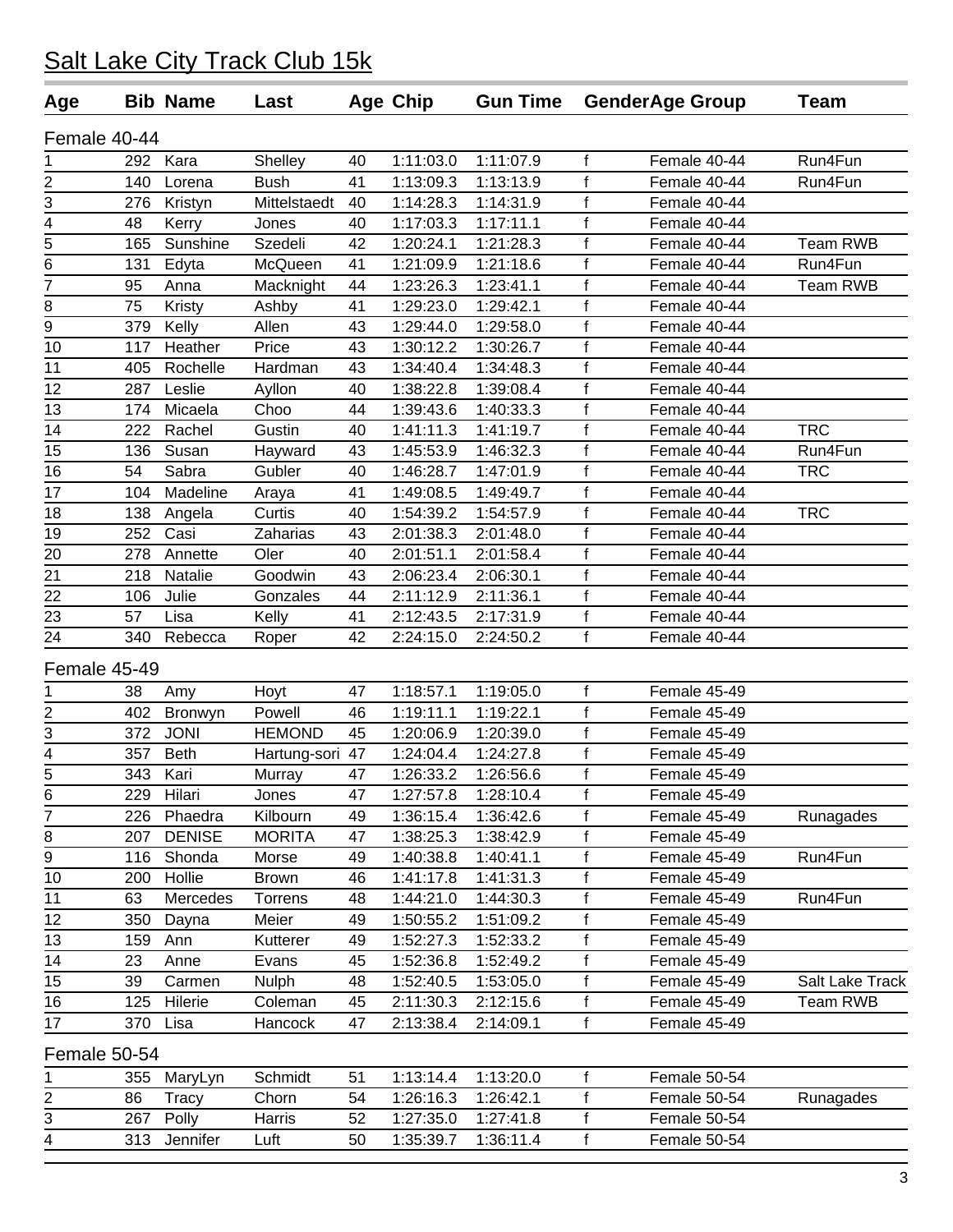# Salt Lake City Track Club 15k

| Age | Bib | Name | Last | Age | Chip | Gun Time | Gender | Age Group | Team |
|---|---|---|---|---|---|---|---|---|---|
| **Female 40-44** | | | | | | | | | |
| 1 | 292 | Kara | Shelley | 40 | 1:11:03.0 | 1:11:07.9 | f | Female 40-44 | Run4Fun |
| 2 | 140 | Lorena | Bush | 41 | 1:13:09.3 | 1:13:13.9 | f | Female 40-44 | Run4Fun |
| 3 | 276 | Kristyn | Mittelstaedt | 40 | 1:14:28.3 | 1:14:31.9 | f | Female 40-44 | |
| 4 | 48 | Kerry | Jones | 40 | 1:17:03.3 | 1:17:11.1 | f | Female 40-44 | |
| 5 | 165 | Sunshine | Szedeli | 42 | 1:20:24.1 | 1:21:28.3 | f | Female 40-44 | Team RWB |
| 6 | 131 | Edyta | McQueen | 41 | 1:21:09.9 | 1:21:18.6 | f | Female 40-44 | Run4Fun |
| 7 | 95 | Anna | Macknight | 44 | 1:23:26.3 | 1:23:41.1 | f | Female 40-44 | Team RWB |
| 8 | 75 | Kristy | Ashby | 41 | 1:29:23.0 | 1:29:42.1 | f | Female 40-44 | |
| 9 | 379 | Kelly | Allen | 43 | 1:29:44.0 | 1:29:58.0 | f | Female 40-44 | |
| 10 | 117 | Heather | Price | 43 | 1:30:12.2 | 1:30:26.7 | f | Female 40-44 | |
| 11 | 405 | Rochelle | Hardman | 43 | 1:34:40.4 | 1:34:48.3 | f | Female 40-44 | |
| 12 | 287 | Leslie | Ayllon | 40 | 1:38:22.8 | 1:39:08.4 | f | Female 40-44 | |
| 13 | 174 | Micaela | Choo | 44 | 1:39:43.6 | 1:40:33.3 | f | Female 40-44 | |
| 14 | 222 | Rachel | Gustin | 40 | 1:41:11.3 | 1:41:19.7 | f | Female 40-44 | TRC |
| 15 | 136 | Susan | Hayward | 43 | 1:45:53.9 | 1:46:32.3 | f | Female 40-44 | Run4Fun |
| 16 | 54 | Sabra | Gubler | 40 | 1:46:28.7 | 1:47:01.9 | f | Female 40-44 | TRC |
| 17 | 104 | Madeline | Araya | 41 | 1:49:08.5 | 1:49:49.7 | f | Female 40-44 | |
| 18 | 138 | Angela | Curtis | 40 | 1:54:39.2 | 1:54:57.9 | f | Female 40-44 | TRC |
| 19 | 252 | Casi | Zaharias | 43 | 2:01:38.3 | 2:01:48.0 | f | Female 40-44 | |
| 20 | 278 | Annette | Oler | 40 | 2:01:51.1 | 2:01:58.4 | f | Female 40-44 | |
| 21 | 218 | Natalie | Goodwin | 43 | 2:06:23.4 | 2:06:30.1 | f | Female 40-44 | |
| 22 | 106 | Julie | Gonzales | 44 | 2:11:12.9 | 2:11:36.1 | f | Female 40-44 | |
| 23 | 57 | Lisa | Kelly | 41 | 2:12:43.5 | 2:17:31.9 | f | Female 40-44 | |
| 24 | 340 | Rebecca | Roper | 42 | 2:24:15.0 | 2:24:50.2 | f | Female 40-44 | |
| **Female 45-49** | | | | | | | | | |
| 1 | 38 | Amy | Hoyt | 47 | 1:18:57.1 | 1:19:05.0 | f | Female 45-49 | |
| 2 | 402 | Bronwyn | Powell | 46 | 1:19:11.1 | 1:19:22.1 | f | Female 45-49 | |
| 3 | 372 | JONI | HEMOND | 45 | 1:20:06.9 | 1:20:39.0 | f | Female 45-49 | |
| 4 | 357 | Beth | Hartung-sori | 47 | 1:24:04.4 | 1:24:27.8 | f | Female 45-49 | |
| 5 | 343 | Kari | Murray | 47 | 1:26:33.2 | 1:26:56.6 | f | Female 45-49 | |
| 6 | 229 | Hilari | Jones | 47 | 1:27:57.8 | 1:28:10.4 | f | Female 45-49 | |
| 7 | 226 | Phaedra | Kilbourn | 49 | 1:36:15.4 | 1:36:42.6 | f | Female 45-49 | Runagades |
| 8 | 207 | DENISE | MORITA | 47 | 1:38:25.3 | 1:38:42.9 | f | Female 45-49 | |
| 9 | 116 | Shonda | Morse | 49 | 1:40:38.8 | 1:40:41.1 | f | Female 45-49 | Run4Fun |
| 10 | 200 | Hollie | Brown | 46 | 1:41:17.8 | 1:41:31.3 | f | Female 45-49 | |
| 11 | 63 | Mercedes | Torrens | 48 | 1:44:21.0 | 1:44:30.3 | f | Female 45-49 | Run4Fun |
| 12 | 350 | Dayna | Meier | 49 | 1:50:55.2 | 1:51:09.2 | f | Female 45-49 | |
| 13 | 159 | Ann | Kutterer | 49 | 1:52:27.3 | 1:52:33.2 | f | Female 45-49 | |
| 14 | 23 | Anne | Evans | 45 | 1:52:36.8 | 1:52:49.2 | f | Female 45-49 | |
| 15 | 39 | Carmen | Nulph | 48 | 1:52:40.5 | 1:53:05.0 | f | Female 45-49 | Salt Lake Track |
| 16 | 125 | Hilerie | Coleman | 45 | 2:11:30.3 | 2:12:15.6 | f | Female 45-49 | Team RWB |
| 17 | 370 | Lisa | Hancock | 47 | 2:13:38.4 | 2:14:09.1 | f | Female 45-49 | |
| **Female 50-54** | | | | | | | | | |
| 1 | 355 | MaryLyn | Schmidt | 51 | 1:13:14.4 | 1:13:20.0 | f | Female 50-54 | |
| 2 | 86 | Tracy | Chorn | 54 | 1:26:16.3 | 1:26:42.1 | f | Female 50-54 | Runagades |
| 3 | 267 | Polly | Harris | 52 | 1:27:35.0 | 1:27:41.8 | f | Female 50-54 | |
| 4 | 313 | Jennifer | Luft | 50 | 1:35:39.7 | 1:36:11.4 | f | Female 50-54 | |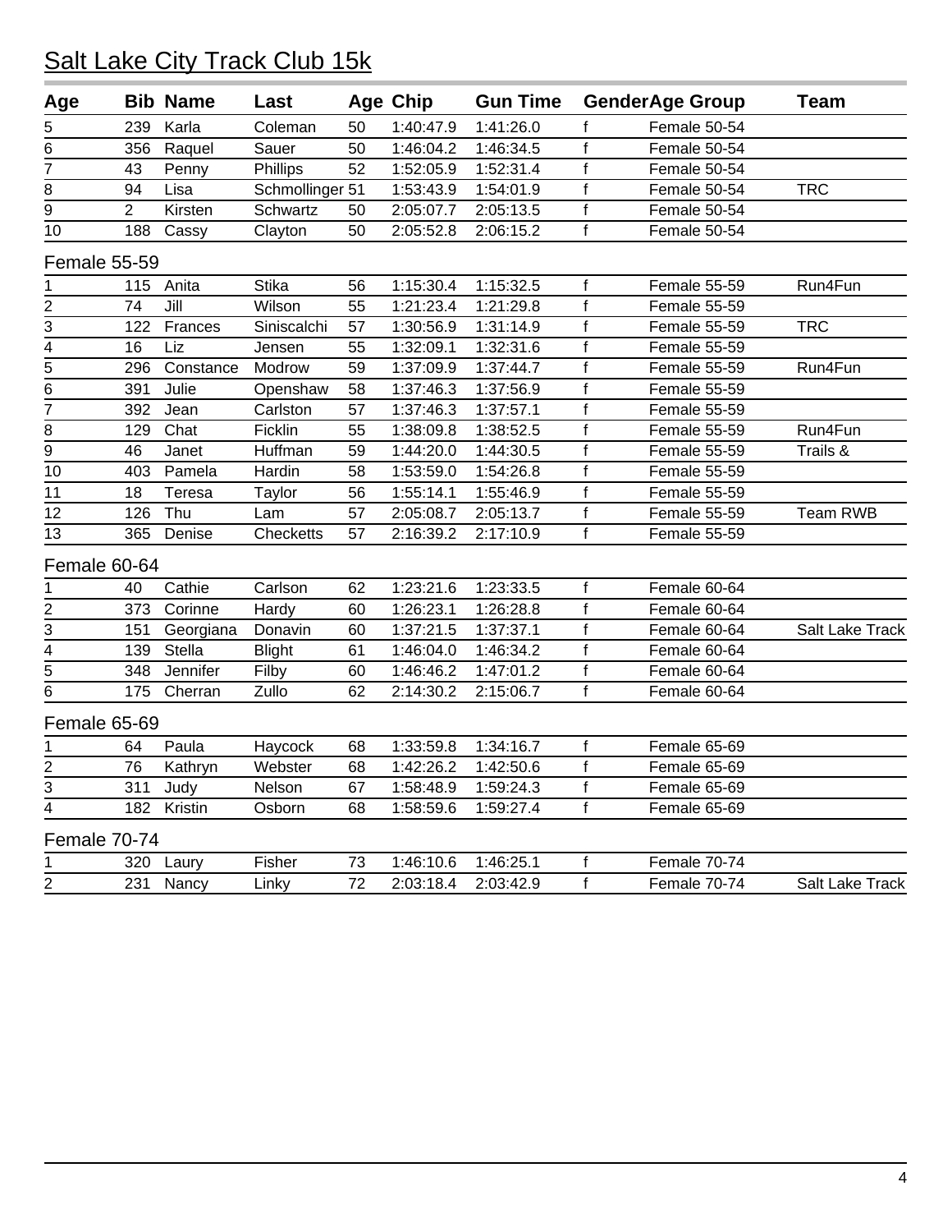# Salt Lake City Track Club 15k

| Age | Bib | Name | Last | Age | Chip | Gun Time | Gender | Age Group | Team |
|---|---|---|---|---|---|---|---|---|---|
| 5 | 239 | Karla | Coleman | 50 | 1:40:47.9 | 1:41:26.0 | f | Female 50-54 | |
| 6 | 356 | Raquel | Sauer | 50 | 1:46:04.2 | 1:46:34.5 | f | Female 50-54 | |
| 7 | 43 | Penny | Phillips | 52 | 1:52:05.9 | 1:52:31.4 | f | Female 50-54 | |
| 8 | 94 | Lisa | Schmollinger | 51 | 1:53:43.9 | 1:54:01.9 | f | Female 50-54 | TRC |
| 9 | 2 | Kirsten | Schwartz | 50 | 2:05:07.7 | 2:05:13.5 | f | Female 50-54 | |
| 10 | 188 | Cassy | Clayton | 50 | 2:05:52.8 | 2:06:15.2 | f | Female 50-54 | |
| **Female 55-59** | | | | | | | | | |
| 1 | 115 | Anita | Stika | 56 | 1:15:30.4 | 1:15:32.5 | f | Female 55-59 | Run4Fun |
| 2 | 74 | Jill | Wilson | 55 | 1:21:23.4 | 1:21:29.8 | f | Female 55-59 | |
| 3 | 122 | Frances | Siniscalchi | 57 | 1:30:56.9 | 1:31:14.9 | f | Female 55-59 | TRC |
| 4 | 16 | Liz | Jensen | 55 | 1:32:09.1 | 1:32:31.6 | f | Female 55-59 | |
| 5 | 296 | Constance | Modrow | 59 | 1:37:09.9 | 1:37:44.7 | f | Female 55-59 | Run4Fun |
| 6 | 391 | Julie | Openshaw | 58 | 1:37:46.3 | 1:37:56.9 | f | Female 55-59 | |
| 7 | 392 | Jean | Carlston | 57 | 1:37:46.3 | 1:37:57.1 | f | Female 55-59 | |
| 8 | 129 | Chat | Ficklin | 55 | 1:38:09.8 | 1:38:52.5 | f | Female 55-59 | Run4Fun |
| 9 | 46 | Janet | Huffman | 59 | 1:44:20.0 | 1:44:30.5 | f | Female 55-59 | Trails & |
| 10 | 403 | Pamela | Hardin | 58 | 1:53:59.0 | 1:54:26.8 | f | Female 55-59 | |
| 11 | 18 | Teresa | Taylor | 56 | 1:55:14.1 | 1:55:46.9 | f | Female 55-59 | |
| 12 | 126 | Thu | Lam | 57 | 2:05:08.7 | 2:05:13.7 | f | Female 55-59 | Team RWB |
| 13 | 365 | Denise | Checketts | 57 | 2:16:39.2 | 2:17:10.9 | f | Female 55-59 | |
| **Female 60-64** | | | | | | | | | |
| 1 | 40 | Cathie | Carlson | 62 | 1:23:21.6 | 1:23:33.5 | f | Female 60-64 | |
| 2 | 373 | Corinne | Hardy | 60 | 1:26:23.1 | 1:26:28.8 | f | Female 60-64 | |
| 3 | 151 | Georgiana | Donavin | 60 | 1:37:21.5 | 1:37:37.1 | f | Female 60-64 | Salt Lake Track |
| 4 | 139 | Stella | Blight | 61 | 1:46:04.0 | 1:46:34.2 | f | Female 60-64 | |
| 5 | 348 | Jennifer | Filby | 60 | 1:46:46.2 | 1:47:01.2 | f | Female 60-64 | |
| 6 | 175 | Cherran | Zullo | 62 | 2:14:30.2 | 2:15:06.7 | f | Female 60-64 | |
| **Female 65-69** | | | | | | | | | |
| 1 | 64 | Paula | Haycock | 68 | 1:33:59.8 | 1:34:16.7 | f | Female 65-69 | |
| 2 | 76 | Kathryn | Webster | 68 | 1:42:26.2 | 1:42:50.6 | f | Female 65-69 | |
| 3 | 311 | Judy | Nelson | 67 | 1:58:48.9 | 1:59:24.3 | f | Female 65-69 | |
| 4 | 182 | Kristin | Osborn | 68 | 1:58:59.6 | 1:59:27.4 | f | Female 65-69 | |
| **Female 70-74** | | | | | | | | | |
| 1 | 320 | Laury | Fisher | 73 | 1:46:10.6 | 1:46:25.1 | f | Female 70-74 | |
| 2 | 231 | Nancy | Linky | 72 | 2:03:18.4 | 2:03:42.9 | f | Female 70-74 | Salt Lake Track |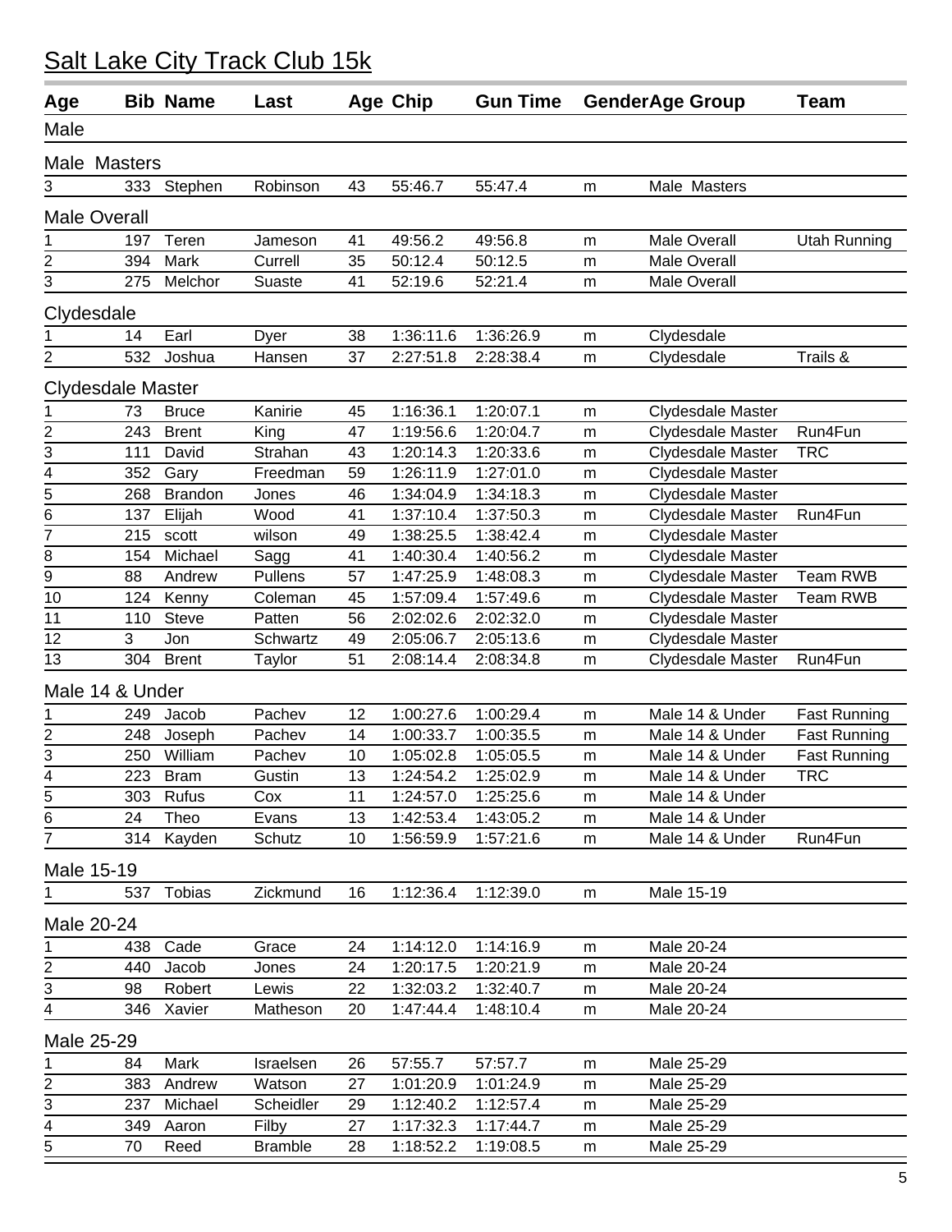# Salt Lake City Track Club 15k

| Age | Bib | Name | Last | Age | Chip | Gun Time | Gender | Age Group | Team |
|---|---|---|---|---|---|---|---|---|---|
| **Male** | | | | | | | | | |
| **Male Masters** | | | | | | | | | |
| 3 | 333 | Stephen | Robinson | 43 | 55:46.7 | 55:47.4 | m | Male Masters | |
| **Male Overall** | | | | | | | | | |
| 1 | 197 | Teren | Jameson | 41 | 49:56.2 | 49:56.8 | m | Male Overall | Utah Running |
| 2 | 394 | Mark | Currell | 35 | 50:12.4 | 50:12.5 | m | Male Overall | |
| 3 | 275 | Melchor | Suaste | 41 | 52:19.6 | 52:21.4 | m | Male Overall | |
| **Clydesdale** | | | | | | | | | |
| 1 | 14 | Earl | Dyer | 38 | 1:36:11.6 | 1:36:26.9 | m | Clydesdale | |
| 2 | 532 | Joshua | Hansen | 37 | 2:27:51.8 | 2:28:38.4 | m | Clydesdale | Trails & |
| **Clydesdale Master** | | | | | | | | | |
| 1 | 73 | Bruce | Kanirie | 45 | 1:16:36.1 | 1:20:07.1 | m | Clydesdale Master | |
| 2 | 243 | Brent | King | 47 | 1:19:56.6 | 1:20:04.7 | m | Clydesdale Master | Run4Fun |
| 3 | 111 | David | Strahan | 43 | 1:20:14.3 | 1:20:33.6 | m | Clydesdale Master | TRC |
| 4 | 352 | Gary | Freedman | 59 | 1:26:11.9 | 1:27:01.0 | m | Clydesdale Master | |
| 5 | 268 | Brandon | Jones | 46 | 1:34:04.9 | 1:34:18.3 | m | Clydesdale Master | |
| 6 | 137 | Elijah | Wood | 41 | 1:37:10.4 | 1:37:50.3 | m | Clydesdale Master | Run4Fun |
| 7 | 215 | scott | wilson | 49 | 1:38:25.5 | 1:38:42.4 | m | Clydesdale Master | |
| 8 | 154 | Michael | Sagg | 41 | 1:40:30.4 | 1:40:56.2 | m | Clydesdale Master | |
| 9 | 88 | Andrew | Pullens | 57 | 1:47:25.9 | 1:48:08.3 | m | Clydesdale Master | Team RWB |
| 10 | 124 | Kenny | Coleman | 45 | 1:57:09.4 | 1:57:49.6 | m | Clydesdale Master | Team RWB |
| 11 | 110 | Steve | Patten | 56 | 2:02:02.6 | 2:02:32.0 | m | Clydesdale Master | |
| 12 | 3 | Jon | Schwartz | 49 | 2:05:06.7 | 2:05:13.6 | m | Clydesdale Master | |
| 13 | 304 | Brent | Taylor | 51 | 2:08:14.4 | 2:08:34.8 | m | Clydesdale Master | Run4Fun |
| **Male 14 & Under** | | | | | | | | | |
| 1 | 249 | Jacob | Pachev | 12 | 1:00:27.6 | 1:00:29.4 | m | Male 14 & Under | Fast Running |
| 2 | 248 | Joseph | Pachev | 14 | 1:00:33.7 | 1:00:35.5 | m | Male 14 & Under | Fast Running |
| 3 | 250 | William | Pachev | 10 | 1:05:02.8 | 1:05:05.5 | m | Male 14 & Under | Fast Running |
| 4 | 223 | Bram | Gustin | 13 | 1:24:54.2 | 1:25:02.9 | m | Male 14 & Under | TRC |
| 5 | 303 | Rufus | Cox | 11 | 1:24:57.0 | 1:25:25.6 | m | Male 14 & Under | |
| 6 | 24 | Theo | Evans | 13 | 1:42:53.4 | 1:43:05.2 | m | Male 14 & Under | |
| 7 | 314 | Kayden | Schutz | 10 | 1:56:59.9 | 1:57:21.6 | m | Male 14 & Under | Run4Fun |
| **Male 15-19** | | | | | | | | | |
| 1 | 537 | Tobias | Zickmund | 16 | 1:12:36.4 | 1:12:39.0 | m | Male 15-19 | |
| **Male 20-24** | | | | | | | | | |
| 1 | 438 | Cade | Grace | 24 | 1:14:12.0 | 1:14:16.9 | m | Male 20-24 | |
| 2 | 440 | Jacob | Jones | 24 | 1:20:17.5 | 1:20:21.9 | m | Male 20-24 | |
| 3 | 98 | Robert | Lewis | 22 | 1:32:03.2 | 1:32:40.7 | m | Male 20-24 | |
| 4 | 346 | Xavier | Matheson | 20 | 1:47:44.4 | 1:48:10.4 | m | Male 20-24 | |
| **Male 25-29** | | | | | | | | | |
| 1 | 84 | Mark | Israelsen | 26 | 57:55.7 | 57:57.7 | m | Male 25-29 | |
| 2 | 383 | Andrew | Watson | 27 | 1:01:20.9 | 1:01:24.9 | m | Male 25-29 | |
| 3 | 237 | Michael | Scheidler | 29 | 1:12:40.2 | 1:12:57.4 | m | Male 25-29 | |
| 4 | 349 | Aaron | Filby | 27 | 1:17:32.3 | 1:17:44.7 | m | Male 25-29 | |
| 5 | 70 | Reed | Bramble | 28 | 1:18:52.2 | 1:19:08.5 | m | Male 25-29 | |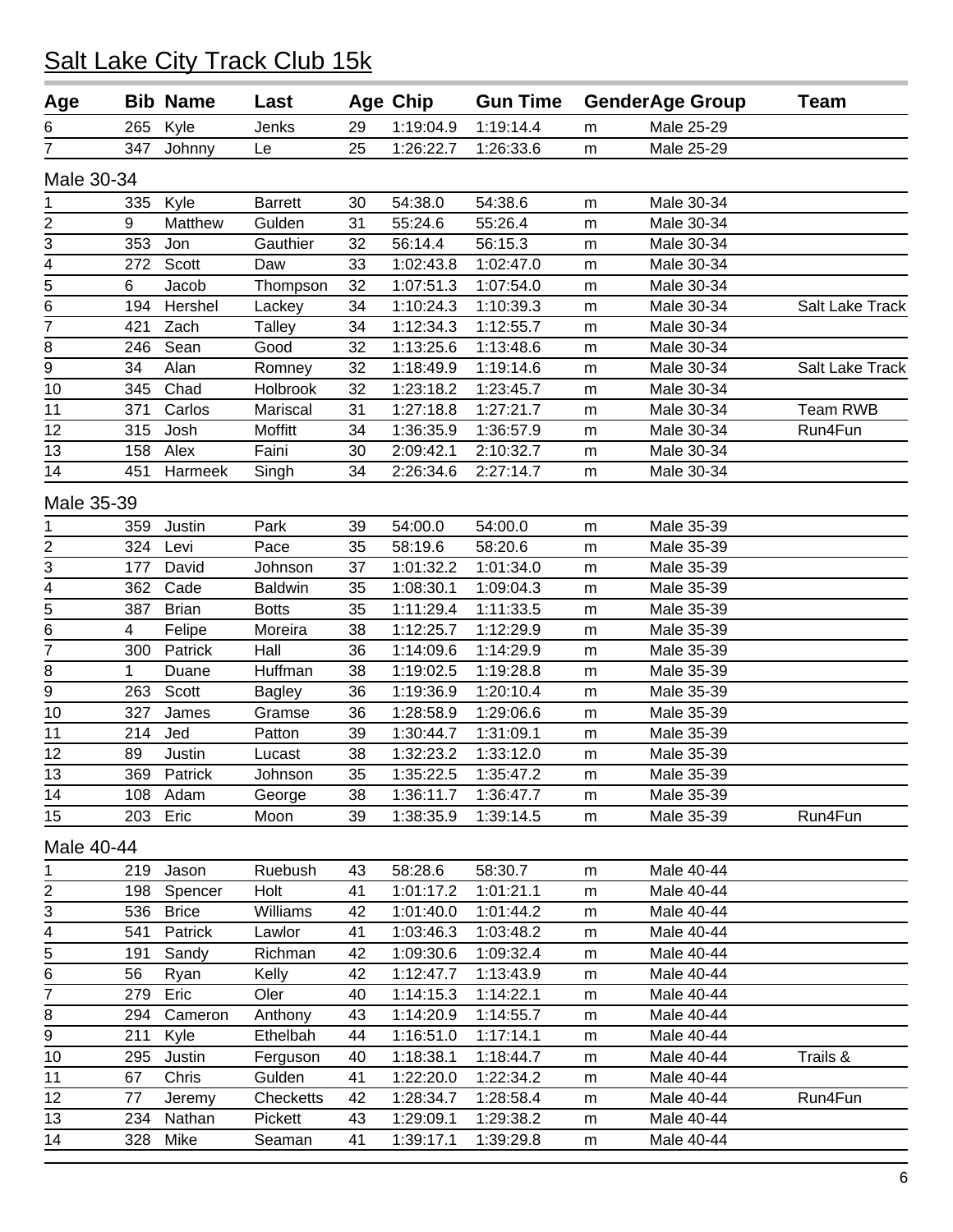# Salt Lake City Track Club 15k

| Age | Bib | Name | Last | Age | Chip | Gun Time | Gender | Age Group | Team |
|---|---|---|---|---|---|---|---|---|---|
| 6 | 265 | Kyle | Jenks | 29 | 1:19:04.9 | 1:19:14.4 | m | Male 25-29 | |
| 7 | 347 | Johnny | Le | 25 | 1:26:22.7 | 1:26:33.6 | m | Male 25-29 | |

## Male 30-34

| Age | Bib | Name | Last | Age | Chip | Gun Time | Gender | Age Group | Team |
|---|---|---|---|---|---|---|---|---|---|
| 1 | 335 | Kyle | Barrett | 30 | 54:38.0 | 54:38.6 | m | Male 30-34 | |
| 2 | 9 | Matthew | Gulden | 31 | 55:24.6 | 55:26.4 | m | Male 30-34 | |
| 3 | 353 | Jon | Gauthier | 32 | 56:14.4 | 56:15.3 | m | Male 30-34 | |
| 4 | 272 | Scott | Daw | 33 | 1:02:43.8 | 1:02:47.0 | m | Male 30-34 | |
| 5 | 6 | Jacob | Thompson | 32 | 1:07:51.3 | 1:07:54.0 | m | Male 30-34 | |
| 6 | 194 | Hershel | Lackey | 34 | 1:10:24.3 | 1:10:39.3 | m | Male 30-34 | Salt Lake Track |
| 7 | 421 | Zach | Talley | 34 | 1:12:34.3 | 1:12:55.7 | m | Male 30-34 | |
| 8 | 246 | Sean | Good | 32 | 1:13:25.6 | 1:13:48.6 | m | Male 30-34 | |
| 9 | 34 | Alan | Romney | 32 | 1:18:49.9 | 1:19:14.6 | m | Male 30-34 | Salt Lake Track |
| 10 | 345 | Chad | Holbrook | 32 | 1:23:18.2 | 1:23:45.7 | m | Male 30-34 | |
| 11 | 371 | Carlos | Mariscal | 31 | 1:27:18.8 | 1:27:21.7 | m | Male 30-34 | Team RWB |
| 12 | 315 | Josh | Moffitt | 34 | 1:36:35.9 | 1:36:57.9 | m | Male 30-34 | Run4Fun |
| 13 | 158 | Alex | Faini | 30 | 2:09:42.1 | 2:10:32.7 | m | Male 30-34 | |
| 14 | 451 | Harmeek | Singh | 34 | 2:26:34.6 | 2:27:14.7 | m | Male 30-34 | |

## Male 35-39

| Age | Bib | Name | Last | Age | Chip | Gun Time | Gender | Age Group | Team |
|---|---|---|---|---|---|---|---|---|---|
| 1 | 359 | Justin | Park | 39 | 54:00.0 | 54:00.0 | m | Male 35-39 | |
| 2 | 324 | Levi | Pace | 35 | 58:19.6 | 58:20.6 | m | Male 35-39 | |
| 3 | 177 | David | Johnson | 37 | 1:01:32.2 | 1:01:34.0 | m | Male 35-39 | |
| 4 | 362 | Cade | Baldwin | 35 | 1:08:30.1 | 1:09:04.3 | m | Male 35-39 | |
| 5 | 387 | Brian | Botts | 35 | 1:11:29.4 | 1:11:33.5 | m | Male 35-39 | |
| 6 | 4 | Felipe | Moreira | 38 | 1:12:25.7 | 1:12:29.9 | m | Male 35-39 | |
| 7 | 300 | Patrick | Hall | 36 | 1:14:09.6 | 1:14:29.9 | m | Male 35-39 | |
| 8 | 1 | Duane | Huffman | 38 | 1:19:02.5 | 1:19:28.8 | m | Male 35-39 | |
| 9 | 263 | Scott | Bagley | 36 | 1:19:36.9 | 1:20:10.4 | m | Male 35-39 | |
| 10 | 327 | James | Gramse | 36 | 1:28:58.9 | 1:29:06.6 | m | Male 35-39 | |
| 11 | 214 | Jed | Patton | 39 | 1:30:44.7 | 1:31:09.1 | m | Male 35-39 | |
| 12 | 89 | Justin | Lucast | 38 | 1:32:23.2 | 1:33:12.0 | m | Male 35-39 | |
| 13 | 369 | Patrick | Johnson | 35 | 1:35:22.5 | 1:35:47.2 | m | Male 35-39 | |
| 14 | 108 | Adam | George | 38 | 1:36:11.7 | 1:36:47.7 | m | Male 35-39 | |
| 15 | 203 | Eric | Moon | 39 | 1:38:35.9 | 1:39:14.5 | m | Male 35-39 | Run4Fun |

## Male 40-44

| Age | Bib | Name | Last | Age | Chip | Gun Time | Gender | Age Group | Team |
|---|---|---|---|---|---|---|---|---|---|
| 1 | 219 | Jason | Ruebush | 43 | 58:28.6 | 58:30.7 | m | Male 40-44 | |
| 2 | 198 | Spencer | Holt | 41 | 1:01:17.2 | 1:01:21.1 | m | Male 40-44 | |
| 3 | 536 | Brice | Williams | 42 | 1:01:40.0 | 1:01:44.2 | m | Male 40-44 | |
| 4 | 541 | Patrick | Lawlor | 41 | 1:03:46.3 | 1:03:48.2 | m | Male 40-44 | |
| 5 | 191 | Sandy | Richman | 42 | 1:09:30.6 | 1:09:32.4 | m | Male 40-44 | |
| 6 | 56 | Ryan | Kelly | 42 | 1:12:47.7 | 1:13:43.9 | m | Male 40-44 | |
| 7 | 279 | Eric | Oler | 40 | 1:14:15.3 | 1:14:22.1 | m | Male 40-44 | |
| 8 | 294 | Cameron | Anthony | 43 | 1:14:20.9 | 1:14:55.7 | m | Male 40-44 | |
| 9 | 211 | Kyle | Ethelbah | 44 | 1:16:51.0 | 1:17:14.1 | m | Male 40-44 | |
| 10 | 295 | Justin | Ferguson | 40 | 1:18:38.1 | 1:18:44.7 | m | Male 40-44 | Trails & |
| 11 | 67 | Chris | Gulden | 41 | 1:22:20.0 | 1:22:34.2 | m | Male 40-44 | |
| 12 | 77 | Jeremy | Checketts | 42 | 1:28:34.7 | 1:28:58.4 | m | Male 40-44 | Run4Fun |
| 13 | 234 | Nathan | Pickett | 43 | 1:29:09.1 | 1:29:38.2 | m | Male 40-44 | |
| 14 | 328 | Mike | Seaman | 41 | 1:39:17.1 | 1:39:29.8 | m | Male 40-44 | |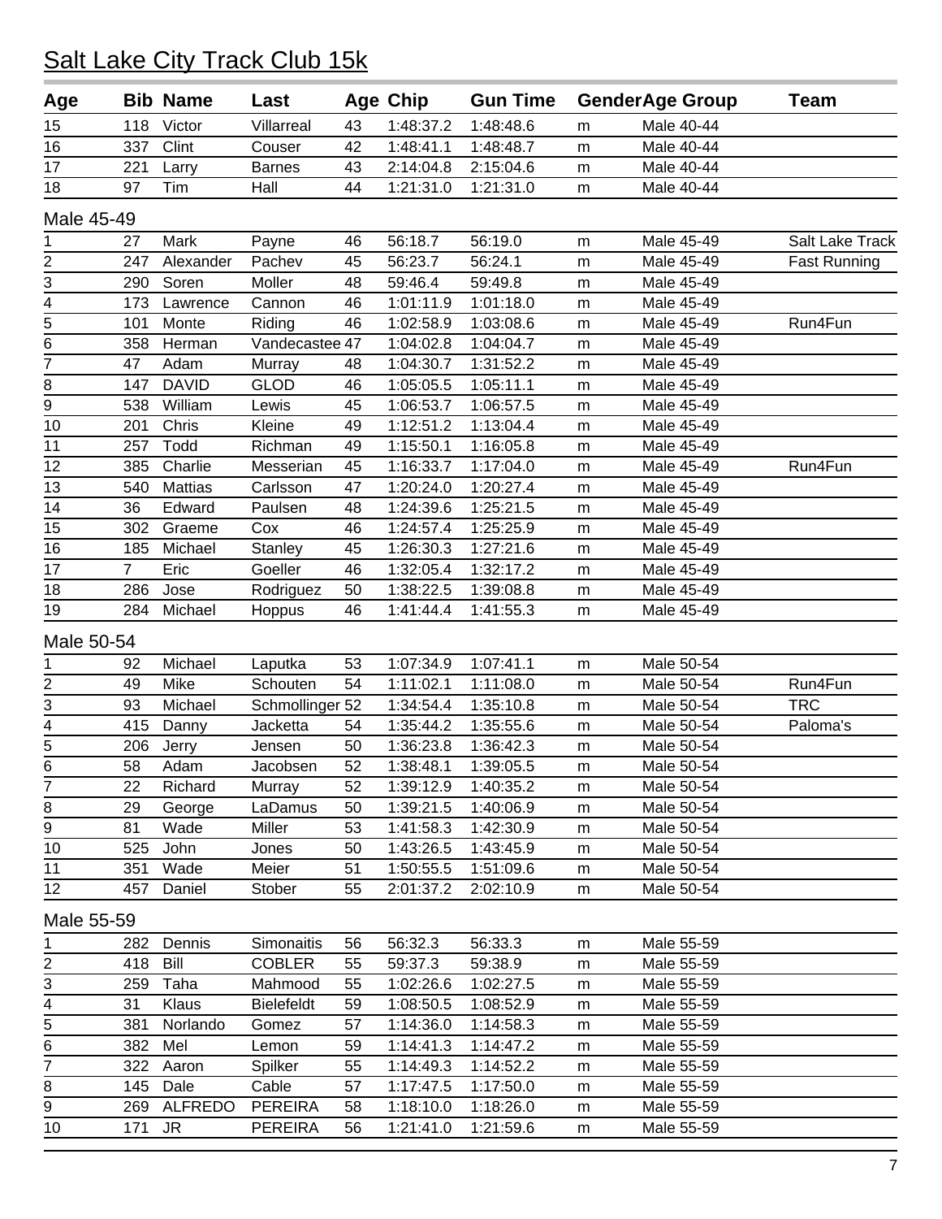# Salt Lake City Track Club 15k

| Age | Bib | Name | Last | Age | Chip | Gun Time | Gender | Age Group | Team |
|---|---|---|---|---|---|---|---|---|---|
| 15 | 118 | Victor | Villarreal | 43 | 1:48:37.2 | 1:48:48.6 | m | Male 40-44 | |
| 16 | 337 | Clint | Couser | 42 | 1:48:41.1 | 1:48:48.7 | m | Male 40-44 | |
| 17 | 221 | Larry | Barnes | 43 | 2:14:04.8 | 2:15:04.6 | m | Male 40-44 | |
| 18 | 97 | Tim | Hall | 44 | 1:21:31.0 | 1:21:31.0 | m | Male 40-44 | |

Male 45-49

| Age | Bib | Name | Last | Age | Chip | Gun Time | Gender | Age Group | Team |
|---|---|---|---|---|---|---|---|---|---|
| 1 | 27 | Mark | Payne | 46 | 56:18.7 | 56:19.0 | m | Male 45-49 | Salt Lake Track |
| 2 | 247 | Alexander | Pachev | 45 | 56:23.7 | 56:24.1 | m | Male 45-49 | Fast Running |
| 3 | 290 | Soren | Moller | 48 | 59:46.4 | 59:49.8 | m | Male 45-49 | |
| 4 | 173 | Lawrence | Cannon | 46 | 1:01:11.9 | 1:01:18.0 | m | Male 45-49 | |
| 5 | 101 | Monte | Riding | 46 | 1:02:58.9 | 1:03:08.6 | m | Male 45-49 | Run4Fun |
| 6 | 358 | Herman | Vandecastee | 47 | 1:04:02.8 | 1:04:04.7 | m | Male 45-49 | |
| 7 | 47 | Adam | Murray | 48 | 1:04:30.7 | 1:31:52.2 | m | Male 45-49 | |
| 8 | 147 | DAVID | GLOD | 46 | 1:05:05.5 | 1:05:11.1 | m | Male 45-49 | |
| 9 | 538 | William | Lewis | 45 | 1:06:53.7 | 1:06:57.5 | m | Male 45-49 | |
| 10 | 201 | Chris | Kleine | 49 | 1:12:51.2 | 1:13:04.4 | m | Male 45-49 | |
| 11 | 257 | Todd | Richman | 49 | 1:15:50.1 | 1:16:05.8 | m | Male 45-49 | |
| 12 | 385 | Charlie | Messerian | 45 | 1:16:33.7 | 1:17:04.0 | m | Male 45-49 | Run4Fun |
| 13 | 540 | Mattias | Carlsson | 47 | 1:20:24.0 | 1:20:27.4 | m | Male 45-49 | |
| 14 | 36 | Edward | Paulsen | 48 | 1:24:39.6 | 1:25:21.5 | m | Male 45-49 | |
| 15 | 302 | Graeme | Cox | 46 | 1:24:57.4 | 1:25:25.9 | m | Male 45-49 | |
| 16 | 185 | Michael | Stanley | 45 | 1:26:30.3 | 1:27:21.6 | m | Male 45-49 | |
| 17 | 7 | Eric | Goeller | 46 | 1:32:05.4 | 1:32:17.2 | m | Male 45-49 | |
| 18 | 286 | Jose | Rodriguez | 50 | 1:38:22.5 | 1:39:08.8 | m | Male 45-49 | |
| 19 | 284 | Michael | Hoppus | 46 | 1:41:44.4 | 1:41:55.3 | m | Male 45-49 | |

Male 50-54

| Age | Bib | Name | Last | Age | Chip | Gun Time | Gender | Age Group | Team |
|---|---|---|---|---|---|---|---|---|---|
| 1 | 92 | Michael | Laputka | 53 | 1:07:34.9 | 1:07:41.1 | m | Male 50-54 | |
| 2 | 49 | Mike | Schouten | 54 | 1:11:02.1 | 1:11:08.0 | m | Male 50-54 | Run4Fun |
| 3 | 93 | Michael | Schmollinger | 52 | 1:34:54.4 | 1:35:10.8 | m | Male 50-54 | TRC |
| 4 | 415 | Danny | Jacketta | 54 | 1:35:44.2 | 1:35:55.6 | m | Male 50-54 | Paloma's |
| 5 | 206 | Jerry | Jensen | 50 | 1:36:23.8 | 1:36:42.3 | m | Male 50-54 | |
| 6 | 58 | Adam | Jacobsen | 52 | 1:38:48.1 | 1:39:05.5 | m | Male 50-54 | |
| 7 | 22 | Richard | Murray | 52 | 1:39:12.9 | 1:40:35.2 | m | Male 50-54 | |
| 8 | 29 | George | LaDamus | 50 | 1:39:21.5 | 1:40:06.9 | m | Male 50-54 | |
| 9 | 81 | Wade | Miller | 53 | 1:41:58.3 | 1:42:30.9 | m | Male 50-54 | |
| 10 | 525 | John | Jones | 50 | 1:43:26.5 | 1:43:45.9 | m | Male 50-54 | |
| 11 | 351 | Wade | Meier | 51 | 1:50:55.5 | 1:51:09.6 | m | Male 50-54 | |
| 12 | 457 | Daniel | Stober | 55 | 2:01:37.2 | 2:02:10.9 | m | Male 50-54 | |

Male 55-59

| Age | Bib | Name | Last | Age | Chip | Gun Time | Gender | Age Group | Team |
|---|---|---|---|---|---|---|---|---|---|
| 1 | 282 | Dennis | Simonaitis | 56 | 56:32.3 | 56:33.3 | m | Male 55-59 | |
| 2 | 418 | Bill | COBLER | 55 | 59:37.3 | 59:38.9 | m | Male 55-59 | |
| 3 | 259 | Taha | Mahmood | 55 | 1:02:26.6 | 1:02:27.5 | m | Male 55-59 | |
| 4 | 31 | Klaus | Bielefeldt | 59 | 1:08:50.5 | 1:08:52.9 | m | Male 55-59 | |
| 5 | 381 | Norlando | Gomez | 57 | 1:14:36.0 | 1:14:58.3 | m | Male 55-59 | |
| 6 | 382 | Mel | Lemon | 59 | 1:14:41.3 | 1:14:47.2 | m | Male 55-59 | |
| 7 | 322 | Aaron | Spilker | 55 | 1:14:49.3 | 1:14:52.2 | m | Male 55-59 | |
| 8 | 145 | Dale | Cable | 57 | 1:17:47.5 | 1:17:50.0 | m | Male 55-59 | |
| 9 | 269 | ALFREDO | PEREIRA | 58 | 1:18:10.0 | 1:18:26.0 | m | Male 55-59 | |
| 10 | 171 | JR | PEREIRA | 56 | 1:21:41.0 | 1:21:59.6 | m | Male 55-59 | |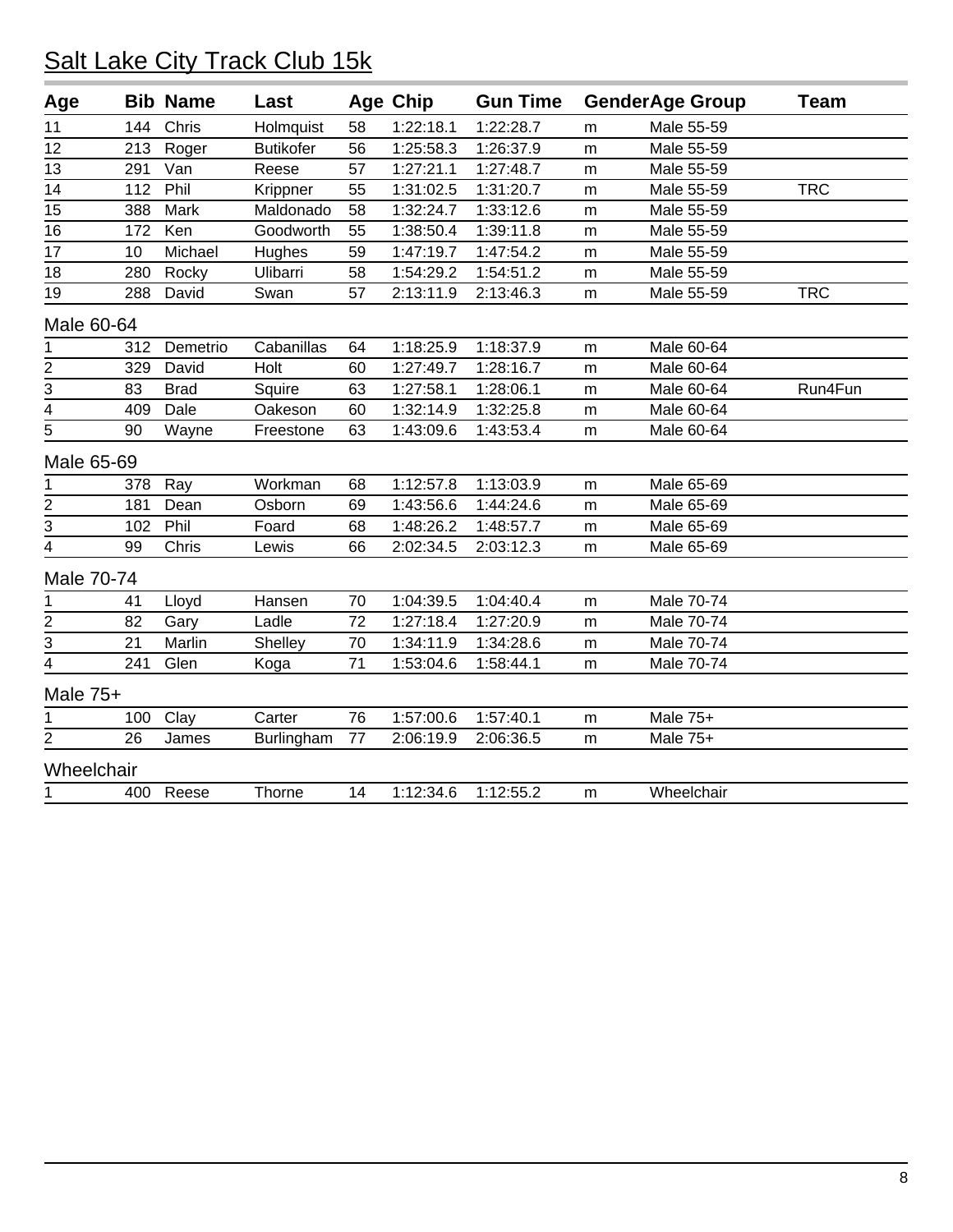# Salt Lake City Track Club 15k

| Age | Bib | Name | Last | Age | Chip | Gun Time | Gender | Age Group | Team |
|---|---|---|---|---|---|---|---|---|---|
| 11 | 144 | Chris | Holmquist | 58 | 1:22:18.1 | 1:22:28.7 | m | Male 55-59 | |
| 12 | 213 | Roger | Butikofer | 56 | 1:25:58.3 | 1:26:37.9 | m | Male 55-59 | |
| 13 | 291 | Van | Reese | 57 | 1:27:21.1 | 1:27:48.7 | m | Male 55-59 | |
| 14 | 112 | Phil | Krippner | 55 | 1:31:02.5 | 1:31:20.7 | m | Male 55-59 | TRC |
| 15 | 388 | Mark | Maldonado | 58 | 1:32:24.7 | 1:33:12.6 | m | Male 55-59 | |
| 16 | 172 | Ken | Goodworth | 55 | 1:38:50.4 | 1:39:11.8 | m | Male 55-59 | |
| 17 | 10 | Michael | Hughes | 59 | 1:47:19.7 | 1:47:54.2 | m | Male 55-59 | |
| 18 | 280 | Rocky | Ulibarri | 58 | 1:54:29.2 | 1:54:51.2 | m | Male 55-59 | |
| 19 | 288 | David | Swan | 57 | 2:13:11.9 | 2:13:46.3 | m | Male 55-59 | TRC |
| **Male 60-64** | | | | | | | | | |
| 1 | 312 | Demetrio | Cabanillas | 64 | 1:18:25.9 | 1:18:37.9 | m | Male 60-64 | |
| 2 | 329 | David | Holt | 60 | 1:27:49.7 | 1:28:16.7 | m | Male 60-64 | |
| 3 | 83 | Brad | Squire | 63 | 1:27:58.1 | 1:28:06.1 | m | Male 60-64 | Run4Fun |
| 4 | 409 | Dale | Oakeson | 60 | 1:32:14.9 | 1:32:25.8 | m | Male 60-64 | |
| 5 | 90 | Wayne | Freestone | 63 | 1:43:09.6 | 1:43:53.4 | m | Male 60-64 | |
| **Male 65-69** | | | | | | | | | |
| 1 | 378 | Ray | Workman | 68 | 1:12:57.8 | 1:13:03.9 | m | Male 65-69 | |
| 2 | 181 | Dean | Osborn | 69 | 1:43:56.6 | 1:44:24.6 | m | Male 65-69 | |
| 3 | 102 | Phil | Foard | 68 | 1:48:26.2 | 1:48:57.7 | m | Male 65-69 | |
| 4 | 99 | Chris | Lewis | 66 | 2:02:34.5 | 2:03:12.3 | m | Male 65-69 | |
| **Male 70-74** | | | | | | | | | |
| 1 | 41 | Lloyd | Hansen | 70 | 1:04:39.5 | 1:04:40.4 | m | Male 70-74 | |
| 2 | 82 | Gary | Ladle | 72 | 1:27:18.4 | 1:27:20.9 | m | Male 70-74 | |
| 3 | 21 | Marlin | Shelley | 70 | 1:34:11.9 | 1:34:28.6 | m | Male 70-74 | |
| 4 | 241 | Glen | Koga | 71 | 1:53:04.6 | 1:58:44.1 | m | Male 70-74 | |
| **Male 75+** | | | | | | | | | |
| 1 | 100 | Clay | Carter | 76 | 1:57:00.6 | 1:57:40.1 | m | Male 75+ | |
| 2 | 26 | James | Burlingham | 77 | 2:06:19.9 | 2:06:36.5 | m | Male 75+ | |
| **Wheelchair** | | | | | | | | | |
| 1 | 400 | Reese | Thorne | 14 | 1:12:34.6 | 1:12:55.2 | m | Wheelchair | |